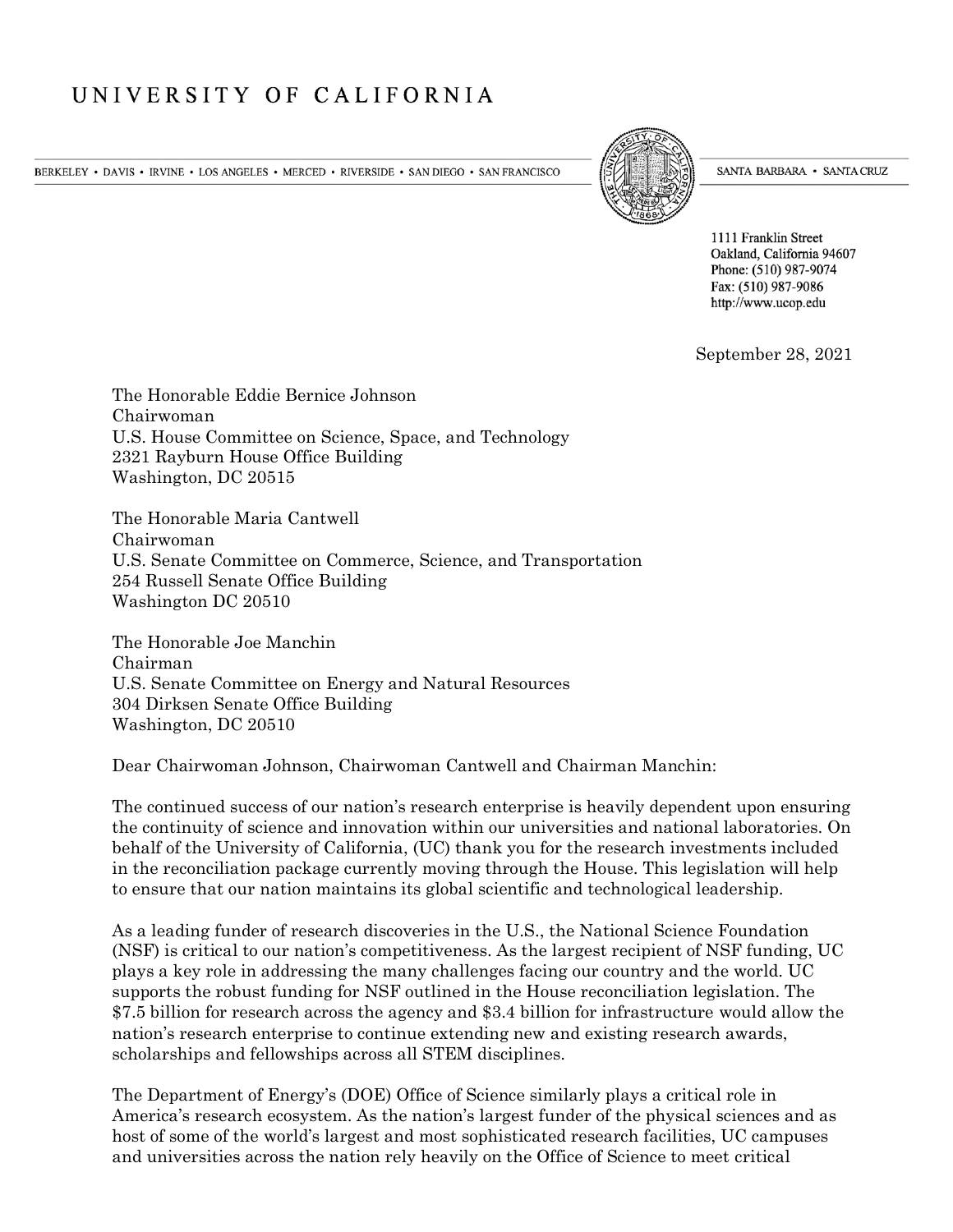# UNIVERSITY OF CALIFORNIA

BERKELEY • DAVIS • IRVINE • LOS ANGELES • MERCED • RIVERSIDE • SAN DIEGO • SAN FRANCISCO SANTA BARBARA • SANTA CRUZ

1111 Franklin Street
Oakland, California 94607
Phone: (510) 987-9074
Fax: (510) 987-9086
http://www.ucop.edu

September 28, 2021

The Honorable Eddie Bernice Johnson
Chairwoman
U.S. House Committee on Science, Space, and Technology
2321 Rayburn House Office Building
Washington, DC 20515

The Honorable Maria Cantwell
Chairwoman
U.S. Senate Committee on Commerce, Science, and Transportation
254 Russell Senate Office Building
Washington DC 20510

The Honorable Joe Manchin
Chairman
U.S. Senate Committee on Energy and Natural Resources
304 Dirksen Senate Office Building
Washington, DC 20510

Dear Chairwoman Johnson, Chairwoman Cantwell and Chairman Manchin:

The continued success of our nation's research enterprise is heavily dependent upon ensuring the continuity of science and innovation within our universities and national laboratories. On behalf of the University of California, (UC) thank you for the research investments included in the reconciliation package currently moving through the House. This legislation will help to ensure that our nation maintains its global scientific and technological leadership.

As a leading funder of research discoveries in the U.S., the National Science Foundation (NSF) is critical to our nation's competitiveness. As the largest recipient of NSF funding, UC plays a key role in addressing the many challenges facing our country and the world. UC supports the robust funding for NSF outlined in the House reconciliation legislation. The $7.5 billion for research across the agency and $3.4 billion for infrastructure would allow the nation's research enterprise to continue extending new and existing research awards, scholarships and fellowships across all STEM disciplines.

The Department of Energy's (DOE) Office of Science similarly plays a critical role in America's research ecosystem. As the nation's largest funder of the physical sciences and as host of some of the world's largest and most sophisticated research facilities, UC campuses and universities across the nation rely heavily on the Office of Science to meet critical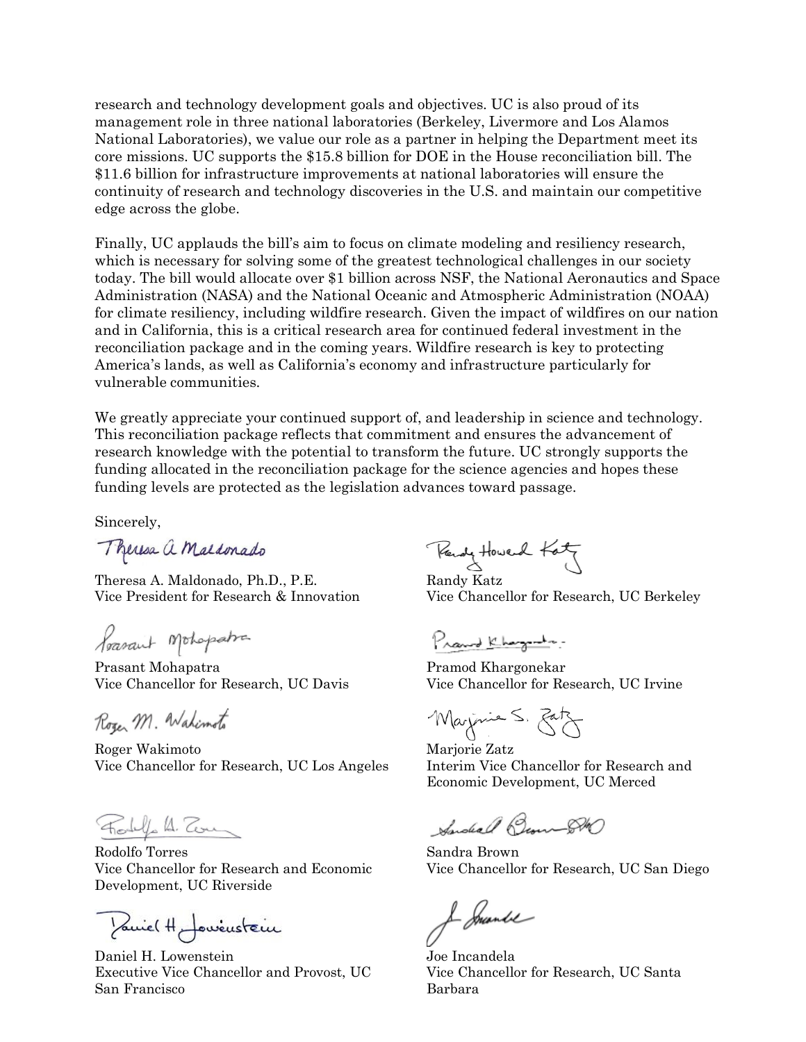research and technology development goals and objectives. UC is also proud of its management role in three national laboratories (Berkeley, Livermore and Los Alamos National Laboratories), we value our role as a partner in helping the Department meet its core missions. UC supports the $15.8 billion for DOE in the House reconciliation bill. The $11.6 billion for infrastructure improvements at national laboratories will ensure the continuity of research and technology discoveries in the U.S. and maintain our competitive edge across the globe.

Finally, UC applauds the bill's aim to focus on climate modeling and resiliency research, which is necessary for solving some of the greatest technological challenges in our society today. The bill would allocate over $1 billion across NSF, the National Aeronautics and Space Administration (NASA) and the National Oceanic and Atmospheric Administration (NOAA) for climate resiliency, including wildfire research. Given the impact of wildfires on our nation and in California, this is a critical research area for continued federal investment in the reconciliation package and in the coming years. Wildfire research is key to protecting America's lands, as well as California's economy and infrastructure particularly for vulnerable communities.

We greatly appreciate your continued support of, and leadership in science and technology. This reconciliation package reflects that commitment and ensures the advancement of research knowledge with the potential to transform the future. UC strongly supports the funding allocated in the reconciliation package for the science agencies and hopes these funding levels are protected as the legislation advances toward passage.

Sincerely,

Theresa A. Maldonado, Ph.D., P.E.
Vice President for Research & Innovation

Randy Katz
Vice Chancellor for Research, UC Berkeley

Prasant Mohapatra
Vice Chancellor for Research, UC Davis

Pramod Khargonekar
Vice Chancellor for Research, UC Irvine

Roger Wakimoto
Vice Chancellor for Research, UC Los Angeles

Marjorie Zatz
Interim Vice Chancellor for Research and Economic Development, UC Merced

Rodolfo Torres
Vice Chancellor for Research and Economic Development, UC Riverside

Sandra Brown
Vice Chancellor for Research, UC San Diego

Daniel H. Lowenstein
Executive Vice Chancellor and Provost, UC San Francisco

Joe Incandela
Vice Chancellor for Research, UC Santa Barbara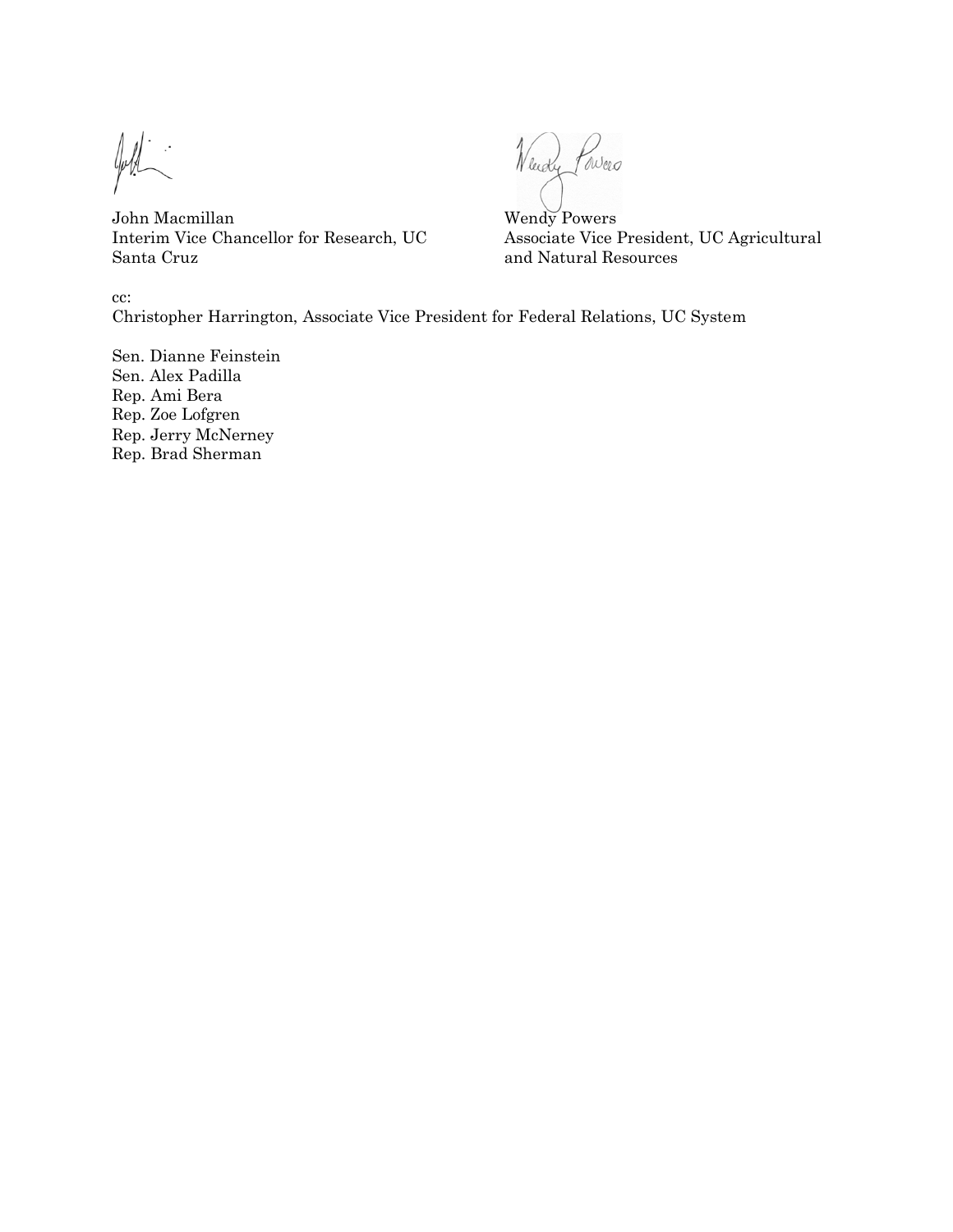John Macmillan
Interim Vice Chancellor for Research, UC Santa Cruz

Wendy Powers
Associate Vice President, UC Agricultural and Natural Resources

cc:
Christopher Harrington, Associate Vice President for Federal Relations, UC System

Sen. Dianne Feinstein
Sen. Alex Padilla
Rep. Ami Bera
Rep. Zoe Lofgren
Rep. Jerry McNerney
Rep. Brad Sherman